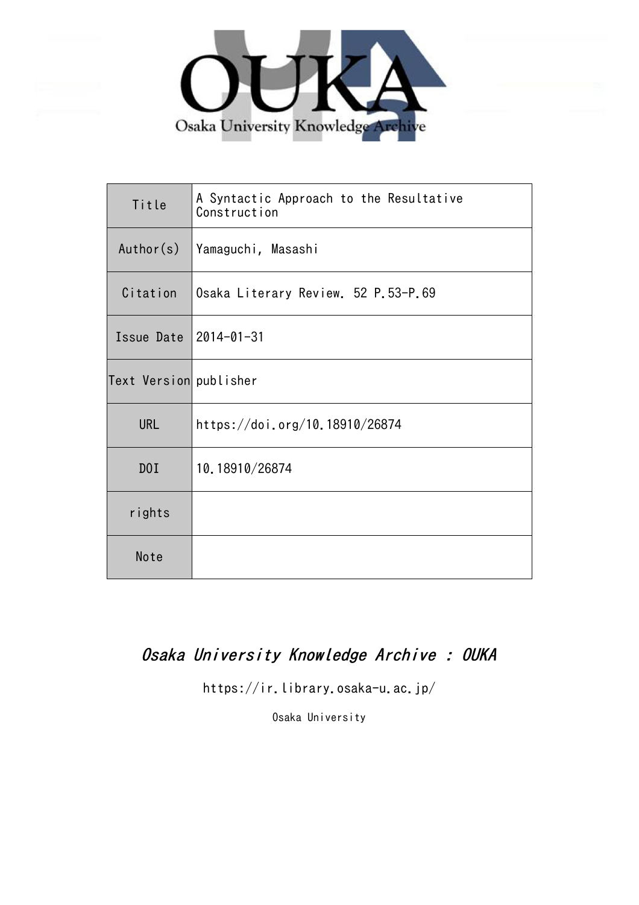OUKA

Osaka University Knowledge Archive

| Title | A Syntactic Approach to the Resultative Construction |
| --- | --- |
| Author(s) | Yamaguchi, Masashi |
| Citation | Osaka Literary Review. 52 P.53-P.69 |
| Issue Date | 2014-01-31 |
| Text Version | publisher |
| URL | https://doi.org/10.18910/26874 |
| DOI | 10.18910/26874 |
| rights | |
| Note | |

*Osaka University Knowledge Archive : OUKA*

https://ir.library.osaka-u.ac.jp/

Osaka University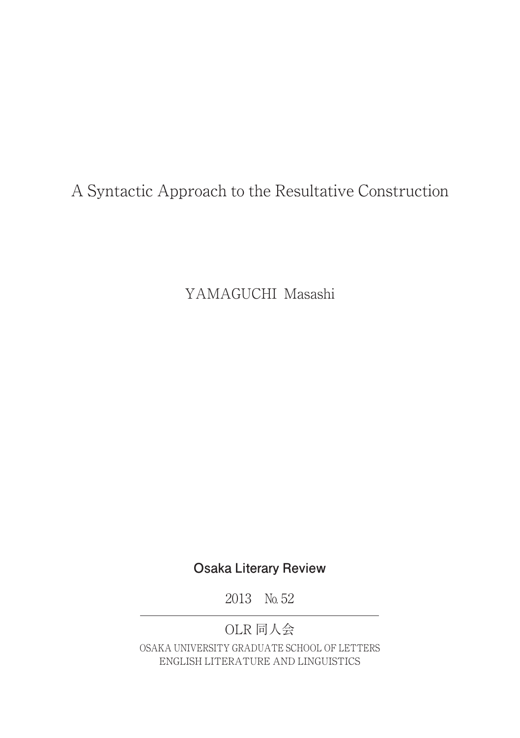# A Syntactic Approach to the Resultative Construction

YAMAGUCHI Masashi

**Osaka Literary Review**

2013　No. 52

OLR 同人会

OSAKA UNIVERSITY GRADUATE SCHOOL OF LETTERS
ENGLISH LITERATURE AND LINGUISTICS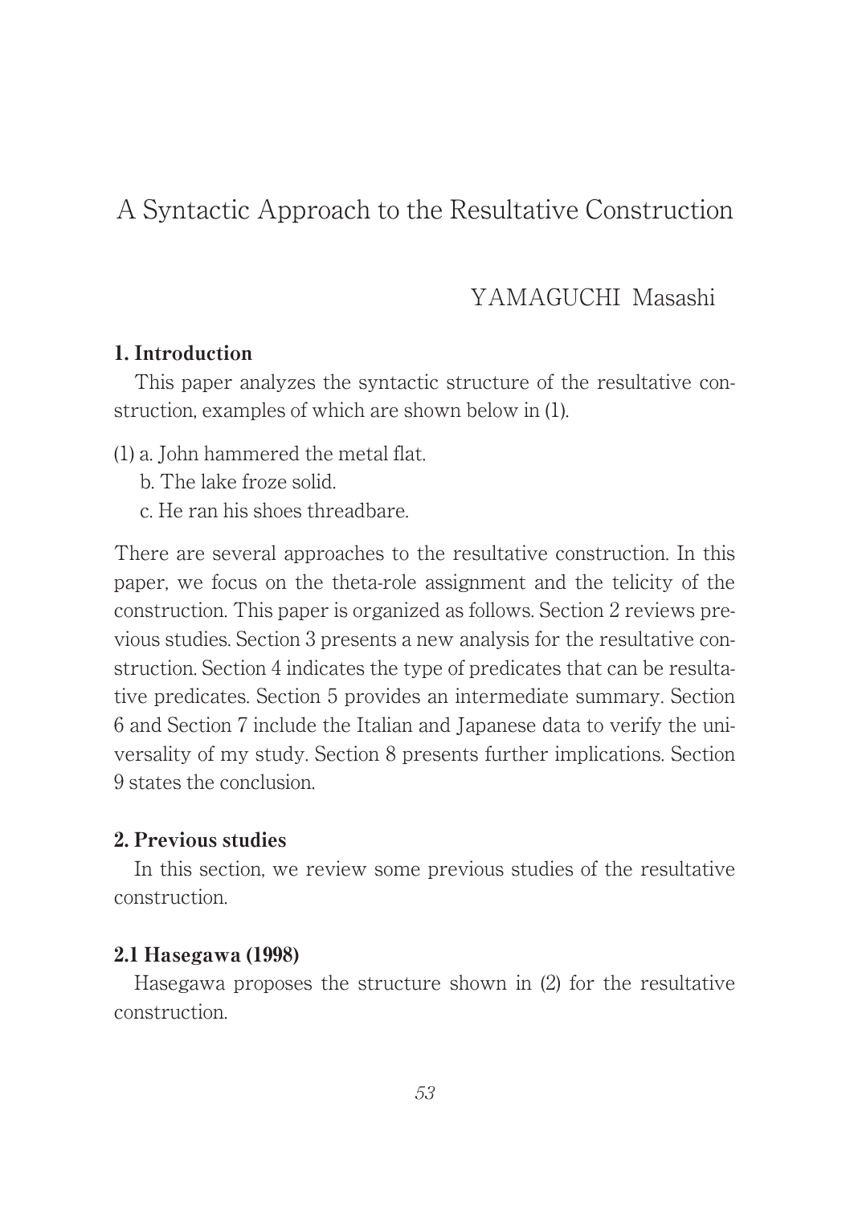# A Syntactic Approach to the Resultative Construction

YAMAGUCHI Masashi

## 1. Introduction

This paper analyzes the syntactic structure of the resultative construction, examples of which are shown below in (1).

(1) a. John hammered the metal flat.
 b. The lake froze solid.
 c. He ran his shoes threadbare.

There are several approaches to the resultative construction. In this paper, we focus on the theta-role assignment and the telicity of the construction. This paper is organized as follows. Section 2 reviews previous studies. Section 3 presents a new analysis for the resultative construction. Section 4 indicates the type of predicates that can be resultative predicates. Section 5 provides an intermediate summary. Section 6 and Section 7 include the Italian and Japanese data to verify the universality of my study. Section 8 presents further implications. Section 9 states the conclusion.

## 2. Previous studies

In this section, we review some previous studies of the resultative construction.

### 2.1 Hasegawa (1998)

Hasegawa proposes the structure shown in (2) for the resultative construction.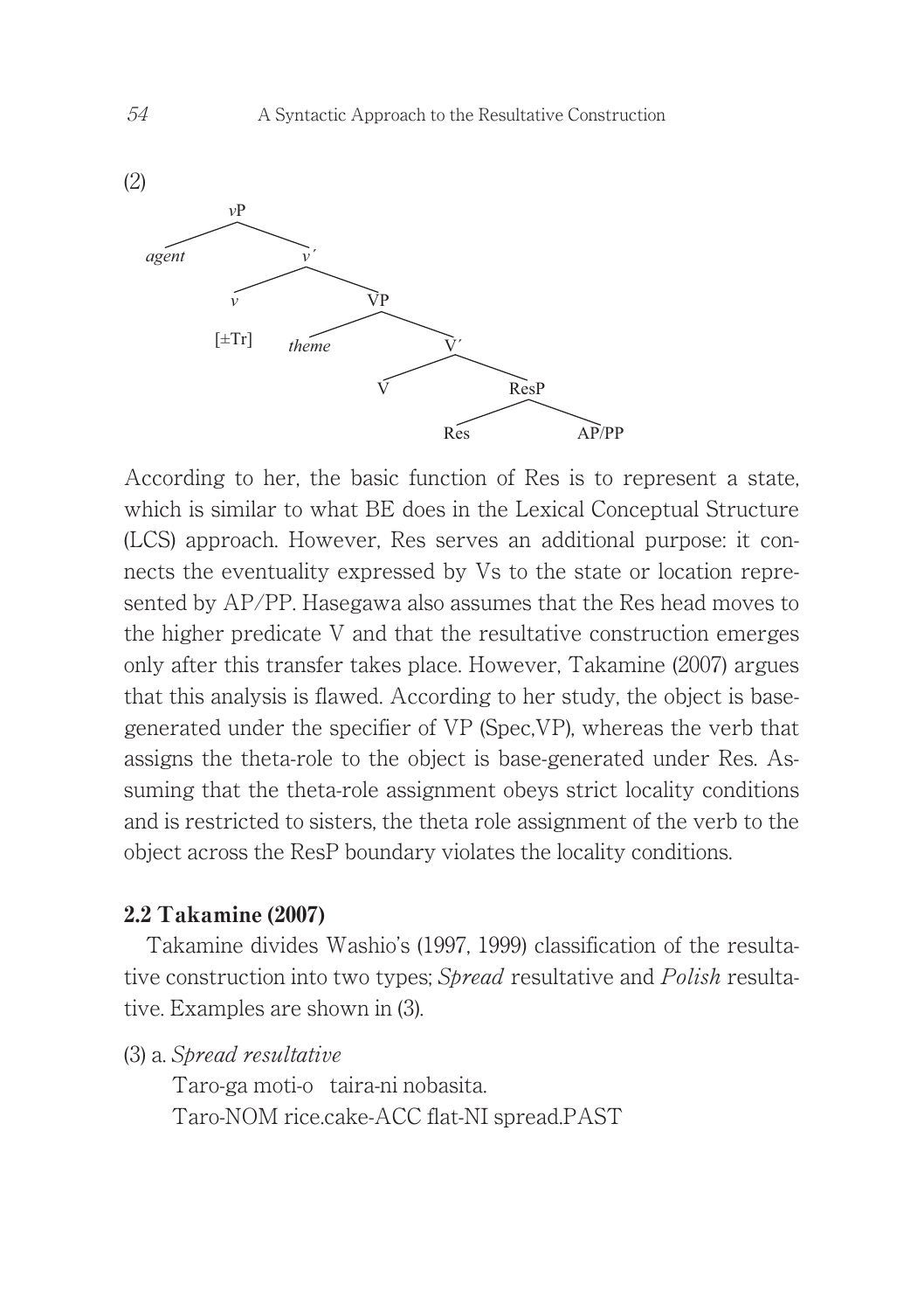(2)

```
vP
├── agent
└── v′
    ├── v [±Tr]
    └── VP
        ├── theme
        └── V′
            ├── V
            └── ResP
                ├── Res
                └── AP/PP
```

According to her, the basic function of Res is to represent a state, which is similar to what BE does in the Lexical Conceptual Structure (LCS) approach. However, Res serves an additional purpose: it connects the eventuality expressed by Vs to the state or location represented by AP/PP. Hasegawa also assumes that the Res head moves to the higher predicate V and that the resultative construction emerges only after this transfer takes place. However, Takamine (2007) argues that this analysis is flawed. According to her study, the object is base-generated under the specifier of VP (Spec,VP), whereas the verb that assigns the theta-role to the object is base-generated under Res. Assuming that the theta-role assignment obeys strict locality conditions and is restricted to sisters, the theta role assignment of the verb to the object across the ResP boundary violates the locality conditions.

## 2.2 Takamine (2007)

Takamine divides Washio's (1997, 1999) classification of the resultative construction into two types; *Spread* resultative and *Polish* resultative. Examples are shown in (3).

(3) a. *Spread resultative*

Taro-ga moti-o taira-ni nobasita.
Taro-NOM rice.cake-ACC flat-NI spread.PAST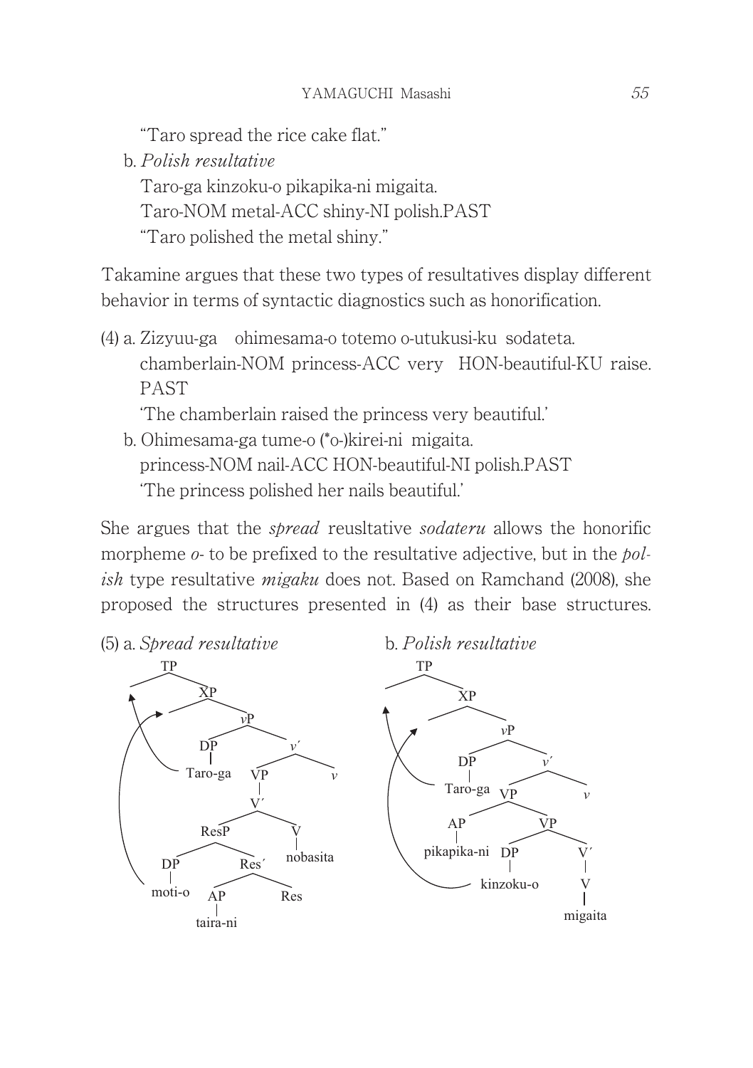"Taro spread the rice cake flat."

b. *Polish resultative*
   Taro-ga kinzoku-o pikapika-ni migaita.
   Taro-NOM metal-ACC shiny-NI polish.PAST
   "Taro polished the metal shiny."

Takamine argues that these two types of resultatives display different behavior in terms of syntactic diagnostics such as honorification.

(4) a. Zizyuu-ga ohimesama-o totemo o-utukusi-ku sodateta.
   chamberlain-NOM princess-ACC very HON-beautiful-KU raise.PAST
   'The chamberlain raised the princess very beautiful.'

b. Ohimesama-ga tume-o (*o-)kirei-ni migaita.
   princess-NOM nail-ACC HON-beautiful-NI polish.PAST
   'The princess polished her nails beautiful.'

She argues that the *spread* reusltative *sodateru* allows the honorific morpheme *o*- to be prefixed to the resultative adjective, but in the *polish* type resultative *migaku* does not. Based on Ramchand (2008), she proposed the structures presented in (4) as their base structures.

(5) a. *Spread resultative*

```
[TP __ [XP __ [vP [DP Taro-ga] [v′ [VP [V′ [ResP [DP moti-o] [Res′ [AP taira-ni] Res]] [V nobasita]]] v]]]]
(Taro-ga moves to Spec-TP; moti-o moves to Spec-XP)
```

b. *Polish resultative*

```
[TP __ [XP __ [vP [DP Taro-ga] [v′ [VP [AP pikapika-ni] [VP [DP kinzoku-o] [V′ [V migaita]]]] v]]]]
(Taro-ga moves to Spec-TP; kinzoku-o moves to Spec-XP)
```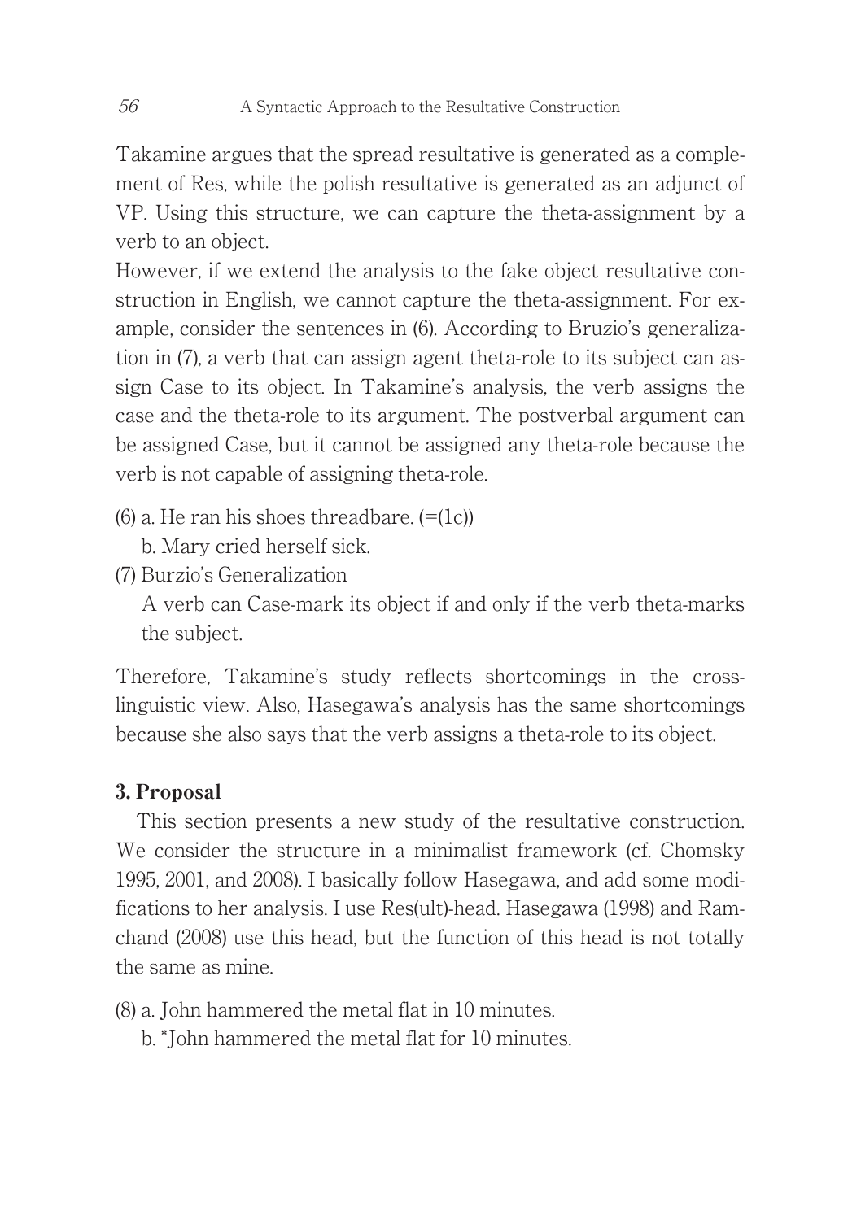Takamine argues that the spread resultative is generated as a complement of Res, while the polish resultative is generated as an adjunct of VP. Using this structure, we can capture the theta-assignment by a verb to an object.

However, if we extend the analysis to the fake object resultative construction in English, we cannot capture the theta-assignment. For example, consider the sentences in (6). According to Bruzio's generalization in (7), a verb that can assign agent theta-role to its subject can assign Case to its object. In Takamine's analysis, the verb assigns the case and the theta-role to its argument. The postverbal argument can be assigned Case, but it cannot be assigned any theta-role because the verb is not capable of assigning theta-role.

(6) a. He ran his shoes threadbare. (=(1c))

  b. Mary cried herself sick.

(7) Burzio's Generalization

  A verb can Case-mark its object if and only if the verb theta-marks the subject.

Therefore, Takamine's study reflects shortcomings in the cross-linguistic view. Also, Hasegawa's analysis has the same shortcomings because she also says that the verb assigns a theta-role to its object.

## 3. Proposal

This section presents a new study of the resultative construction. We consider the structure in a minimalist framework (cf. Chomsky 1995, 2001, and 2008). I basically follow Hasegawa, and add some modifications to her analysis. I use Res(ult)-head. Hasegawa (1998) and Ramchand (2008) use this head, but the function of this head is not totally the same as mine.

(8) a. John hammered the metal flat in 10 minutes.

  b. *John hammered the metal flat for 10 minutes.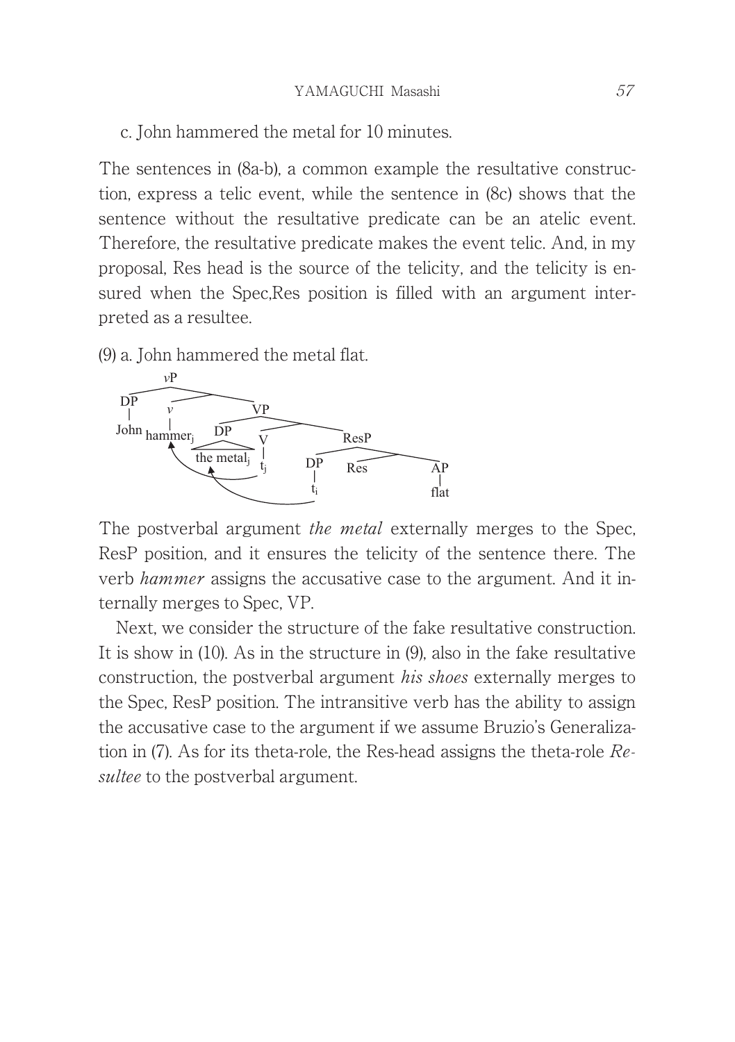c. John hammered the metal for 10 minutes.

The sentences in (8a-b), a common example the resultative construction, express a telic event, while the sentence in (8c) shows that the sentence without the resultative predicate can be an atelic event. Therefore, the resultative predicate makes the event telic. And, in my proposal, Res head is the source of the telicity, and the telicity is ensured when the Spec,Res position is filled with an argument interpreted as a resultee.

(9) a. John hammered the metal flat.

```
vP
├── DP
│   └── John
└── 
    ├── v
    │   └── hammer_j
    └── VP
        ├── DP
        │   └── the metal_j
        └── 
            ├── V
            │   └── t_j
            └── ResP
                ├── DP
                │   └── t_i
                └── 
                    ├── Res
                    └── AP
                        └── flat
```

The postverbal argument *the metal* externally merges to the Spec, ResP position, and it ensures the telicity of the sentence there. The verb *hammer* assigns the accusative case to the argument. And it internally merges to Spec, VP.

Next, we consider the structure of the fake resultative construction. It is show in (10). As in the structure in (9), also in the fake resultative construction, the postverbal argument *his shoes* externally merges to the Spec, ResP position. The intransitive verb has the ability to assign the accusative case to the argument if we assume Bruzio's Generalization in (7). As for its theta-role, the Res-head assigns the theta-role *Resultee* to the postverbal argument.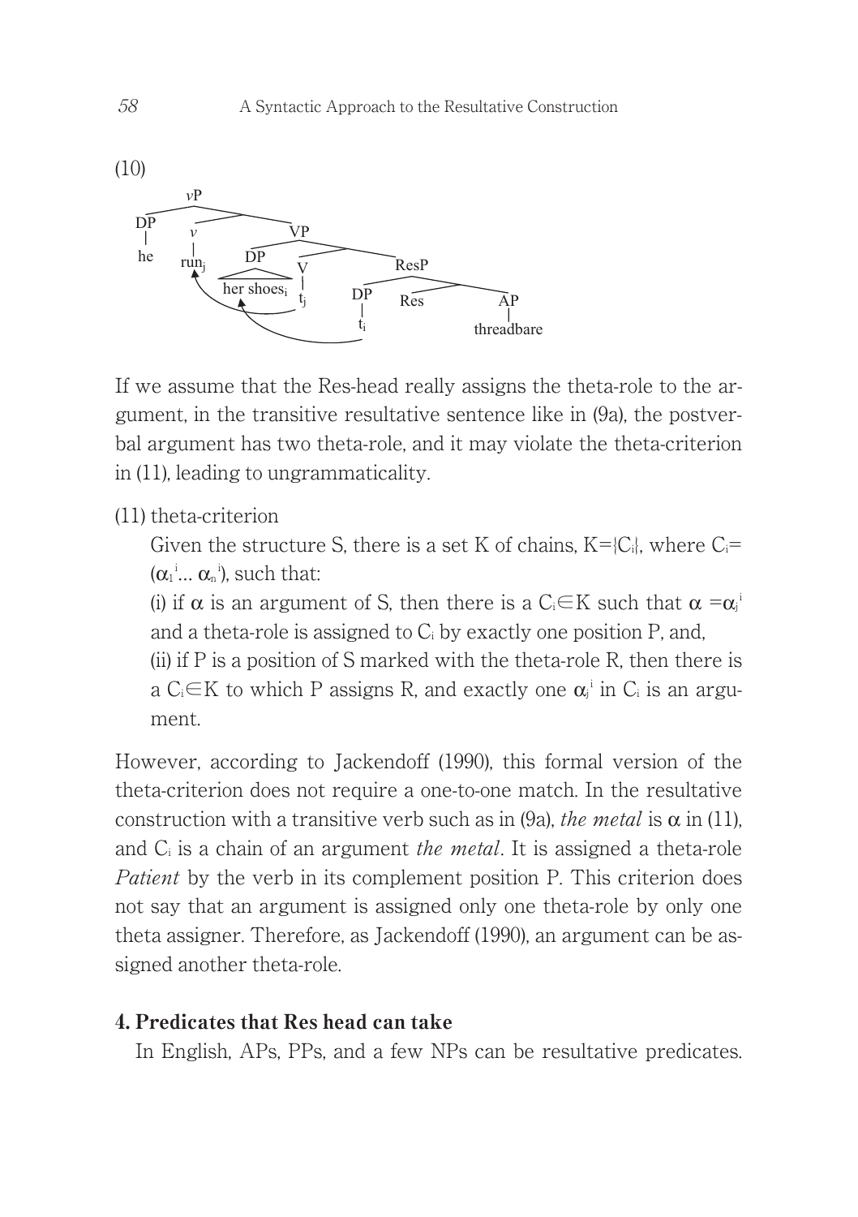(10)

```
vP
├── DP
│   └── he
└── v'
    ├── v
    │   └── run_j
    └── VP
        ├── DP
        │   └── her shoes_i
        └── V'
            ├── V
            │   └── t_j
            └── ResP
                ├── DP
                │   └── t_i
                └── Res'
                    ├── Res
                    └── AP
                        └── threadbare
```

If we assume that the Res-head really assigns the theta-role to the argument, in the transitive resultative sentence like in (9a), the postverbal argument has two theta-role, and it may violate the theta-criterion in (11), leading to ungrammaticality.

(11) theta-criterion

Given the structure S, there is a set K of chains, $K=\{C_i\}$, where $C_i=(\alpha_1^{\,i} \ldots \alpha_n^{\,i})$, such that:

(i) if $\alpha$ is an argument of S, then there is a $C_i \in K$ such that $\alpha = \alpha_j^{\,i}$ and a theta-role is assigned to $C_i$ by exactly one position P, and,

(ii) if P is a position of S marked with the theta-role R, then there is a $C_i \in K$ to which P assigns R, and exactly one $\alpha_j^{\,i}$ in $C_i$ is an argument.

However, according to Jackendoff (1990), this formal version of the theta-criterion does not require a one-to-one match. In the resultative construction with a transitive verb such as in (9a), *the metal* is $\alpha$ in (11), and $C_i$ is a chain of an argument *the metal*. It is assigned a theta-role *Patient* by the verb in its complement position P. This criterion does not say that an argument is assigned only one theta-role by only one theta assigner. Therefore, as Jackendoff (1990), an argument can be assigned another theta-role.

## 4. Predicates that Res head can take

In English, APs, PPs, and a few NPs can be resultative predicates.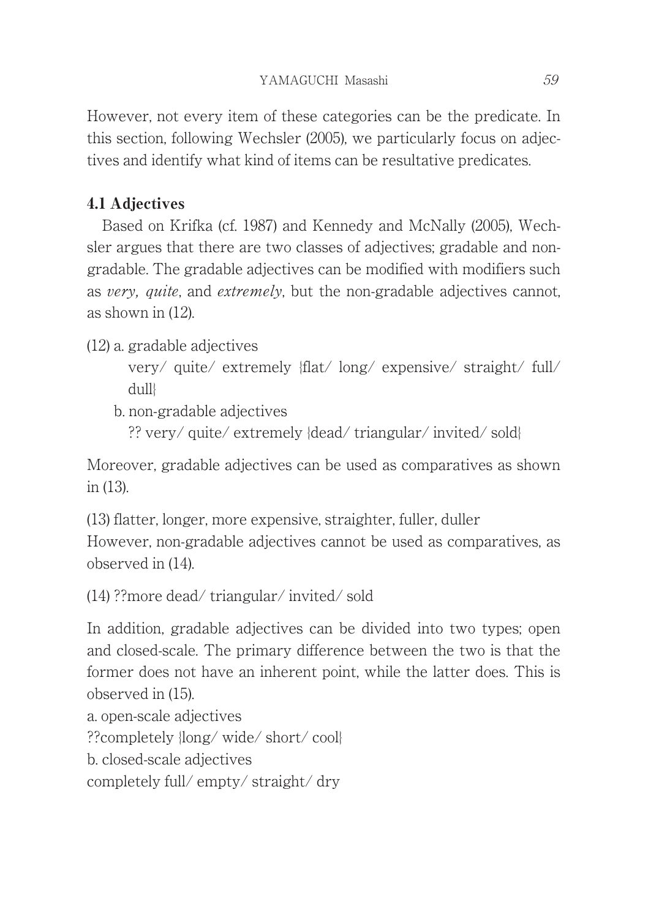However, not every item of these categories can be the predicate. In this section, following Wechsler (2005), we particularly focus on adjectives and identify what kind of items can be resultative predicates.

### 4.1 Adjectives

Based on Krifka (cf. 1987) and Kennedy and McNally (2005), Wechsler argues that there are two classes of adjectives; gradable and non-gradable. The gradable adjectives can be modified with modifiers such as *very, quite*, and *extremely*, but the non-gradable adjectives cannot, as shown in (12).

(12) a. gradable adjectives

very/ quite/ extremely {flat/ long/ expensive/ straight/ full/ dull}

b. non-gradable adjectives

?? very/ quite/ extremely {dead/ triangular/ invited/ sold}

Moreover, gradable adjectives can be used as comparatives as shown in (13).

(13) flatter, longer, more expensive, straighter, fuller, duller

However, non-gradable adjectives cannot be used as comparatives, as observed in (14).

(14) ??more dead/ triangular/ invited/ sold

In addition, gradable adjectives can be divided into two types; open and closed-scale. The primary difference between the two is that the former does not have an inherent point, while the latter does. This is observed in (15).

a. open-scale adjectives

??completely {long/ wide/ short/ cool}

b. closed-scale adjectives

completely full/ empty/ straight/ dry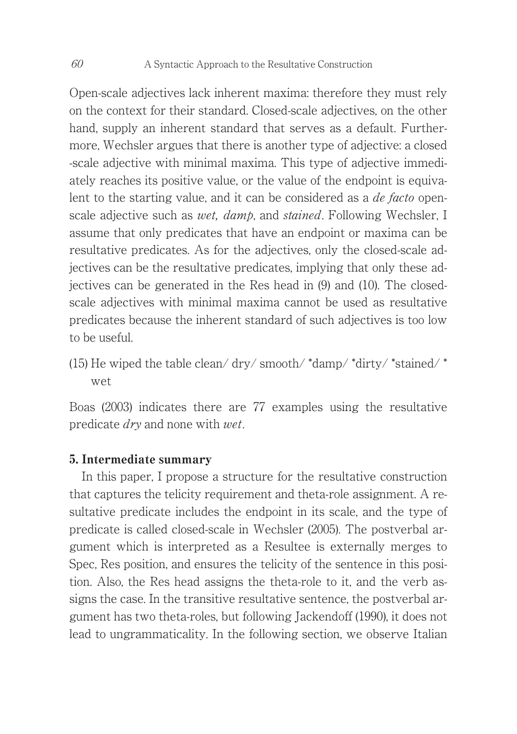Open-scale adjectives lack inherent maxima: therefore they must rely on the context for their standard. Closed-scale adjectives, on the other hand, supply an inherent standard that serves as a default. Furthermore, Wechsler argues that there is another type of adjective: a closed-scale adjective with minimal maxima. This type of adjective immediately reaches its positive value, or the value of the endpoint is equivalent to the starting value, and it can be considered as a *de facto* open-scale adjective such as *wet, damp,* and *stained*. Following Wechsler, I assume that only predicates that have an endpoint or maxima can be resultative predicates. As for the adjectives, only the closed-scale adjectives can be the resultative predicates, implying that only these adjectives can be generated in the Res head in (9) and (10). The closed-scale adjectives with minimal maxima cannot be used as resultative predicates because the inherent standard of such adjectives is too low to be useful.

(15) He wiped the table clean/ dry/ smooth/ *damp/ *dirty/ *stained/ *wet

Boas (2003) indicates there are 77 examples using the resultative predicate *dry* and none with *wet*.

## 5. Intermediate summary

In this paper, I propose a structure for the resultative construction that captures the telicity requirement and theta-role assignment. A resultative predicate includes the endpoint in its scale, and the type of predicate is called closed-scale in Wechsler (2005). The postverbal argument which is interpreted as a Resultee is externally merges to Spec, Res position, and ensures the telicity of the sentence in this position. Also, the Res head assigns the theta-role to it, and the verb assigns the case. In the transitive resultative sentence, the postverbal argument has two theta-roles, but following Jackendoff (1990), it does not lead to ungrammaticality. In the following section, we observe Italian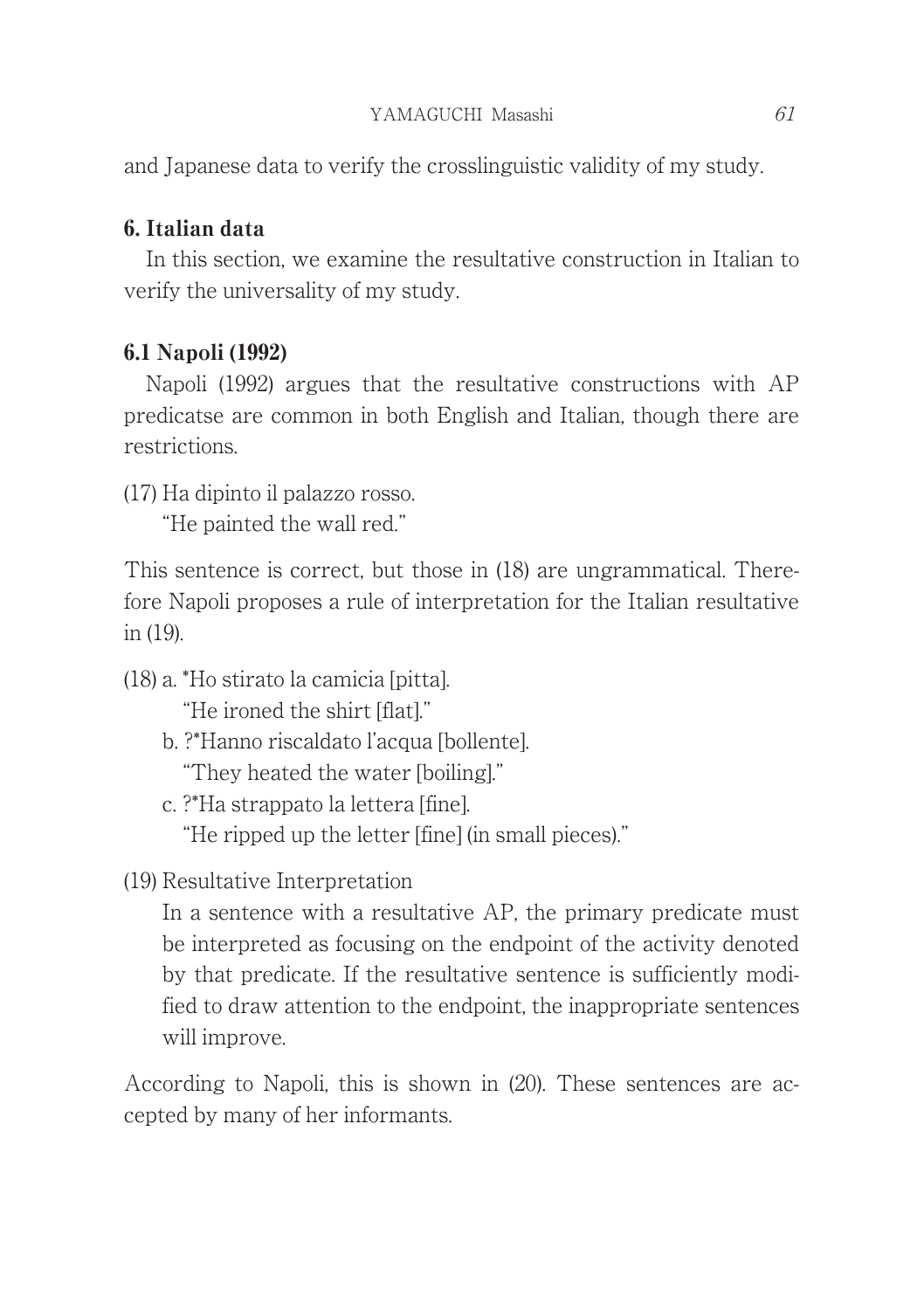and Japanese data to verify the crosslinguistic validity of my study.

## 6. Italian data

In this section, we examine the resultative construction in Italian to verify the universality of my study.

### 6.1 Napoli (1992)

Napoli (1992) argues that the resultative constructions with AP predicatse are common in both English and Italian, though there are restrictions.

(17) Ha dipinto il palazzo rosso.
"He painted the wall red."

This sentence is correct, but those in (18) are ungrammatical. Therefore Napoli proposes a rule of interpretation for the Italian resultative in (19).

(18) a. *Ho stirato la camicia [pitta].
"He ironed the shirt [flat]."
b. ?*Hanno riscaldato l'acqua [bollente].
"They heated the water [boiling]."
c. ?*Ha strappato la lettera [fine].
"He ripped up the letter [fine] (in small pieces)."

(19) Resultative Interpretation
In a sentence with a resultative AP, the primary predicate must be interpreted as focusing on the endpoint of the activity denoted by that predicate. If the resultative sentence is sufficiently modified to draw attention to the endpoint, the inappropriate sentences will improve.

According to Napoli, this is shown in (20). These sentences are accepted by many of her informants.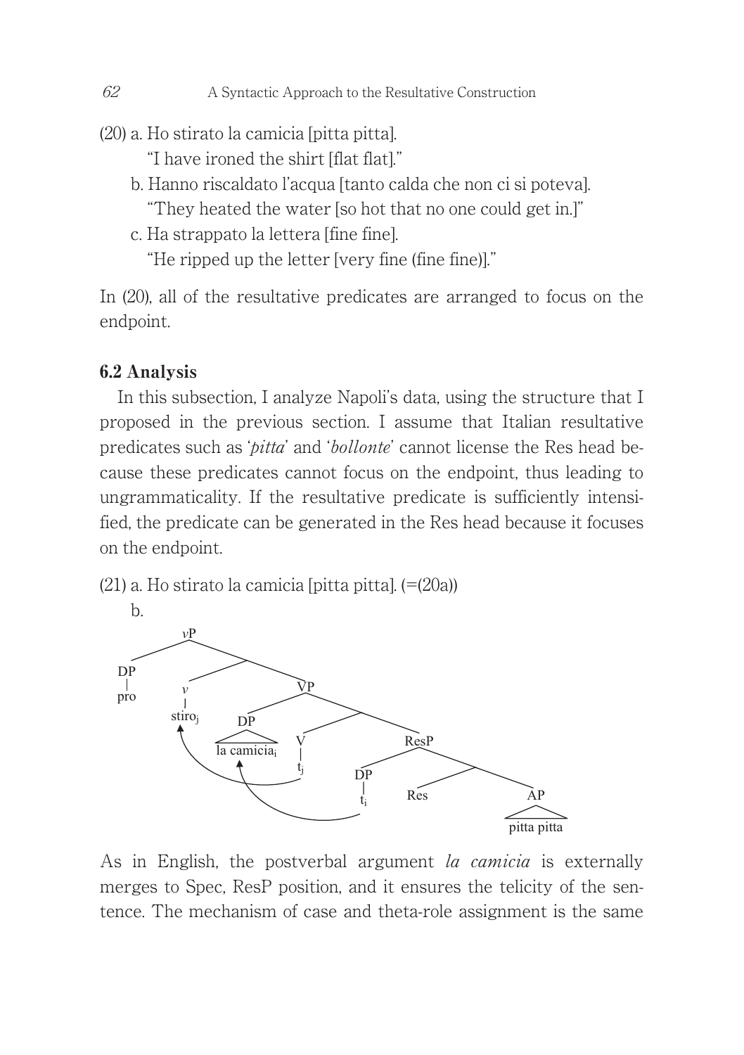(20) a. Ho stirato la camicia [pitta pitta].
   "I have ironed the shirt [flat flat]."

  b. Hanno riscaldato l'acqua [tanto calda che non ci si poteva].
   "They heated the water [so hot that no one could get in.]"

  c. Ha strappato la lettera [fine fine].
   "He ripped up the letter [very fine (fine fine)]."

In (20), all of the resultative predicates are arranged to focus on the endpoint.

### 6.2 Analysis

In this subsection, I analyze Napoli's data, using the structure that I proposed in the previous section. I assume that Italian resultative predicates such as '*pitta*' and '*bollonte*' cannot license the Res head because these predicates cannot focus on the endpoint, thus leading to ungrammaticality. If the resultative predicate is sufficiently intensified, the predicate can be generated in the Res head because it focuses on the endpoint.

(21) a. Ho stirato la camicia [pitta pitta]. (=(20a))

  b.

```
[vP [DP pro] [ [v stiro_j] [VP [DP la camicia_i] [ [V t_j] [ResP [DP t_i] [ [Res] [AP pitta pitta] ] ] ] ] ] ]
```

As in English, the postverbal argument *la camicia* is externally merges to Spec, ResP position, and it ensures the telicity of the sentence. The mechanism of case and theta-role assignment is the same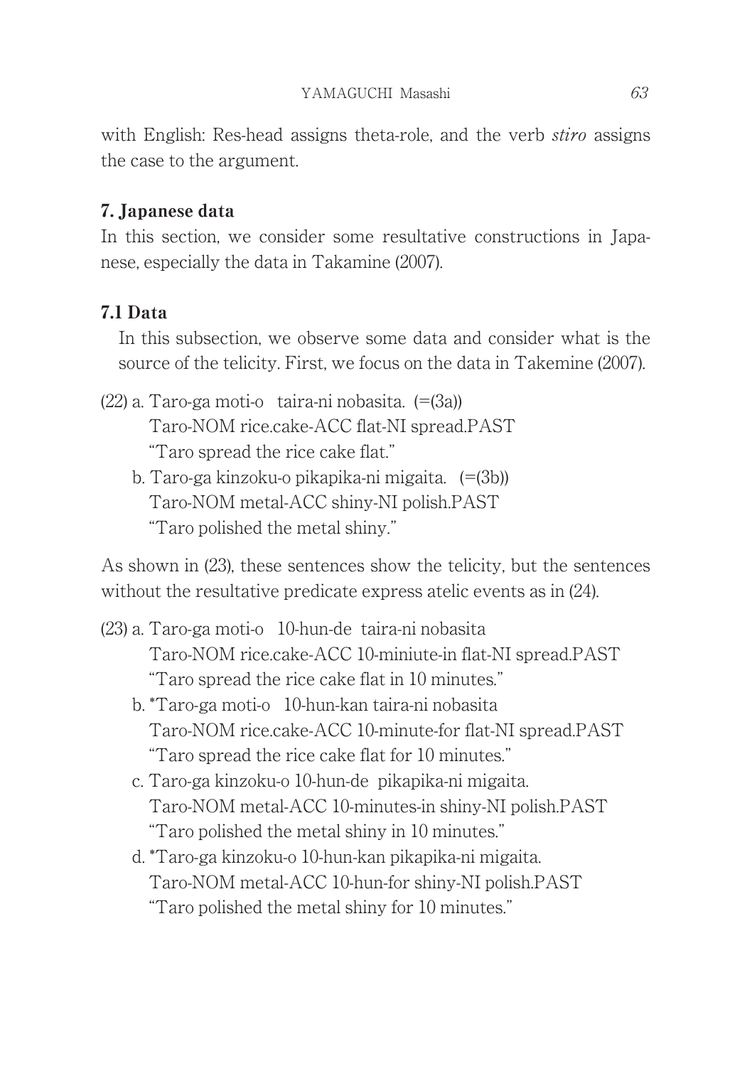with English: Res-head assigns theta-role, and the verb *stiro* assigns the case to the argument.

## 7. Japanese data

In this section, we consider some resultative constructions in Japanese, especially the data in Takamine (2007).

### 7.1 Data

In this subsection, we observe some data and consider what is the source of the telicity. First, we focus on the data in Takemine (2007).

(22) a. Taro-ga moti-o taira-ni nobasita. (=(3a))
 Taro-NOM rice.cake-ACC flat-NI spread.PAST
 "Taro spread the rice cake flat."

 b. Taro-ga kinzoku-o pikapika-ni migaita. (=(3b))
 Taro-NOM metal-ACC shiny-NI polish.PAST
 "Taro polished the metal shiny."

As shown in (23), these sentences show the telicity, but the sentences without the resultative predicate express atelic events as in (24).

(23) a. Taro-ga moti-o 10-hun-de taira-ni nobasita
 Taro-NOM rice.cake-ACC 10-miniute-in flat-NI spread.PAST
 "Taro spread the rice cake flat in 10 minutes."

 b. *Taro-ga moti-o 10-hun-kan taira-ni nobasita
 Taro-NOM rice.cake-ACC 10-minute-for flat-NI spread.PAST
 "Taro spread the rice cake flat for 10 minutes."

 c. Taro-ga kinzoku-o 10-hun-de pikapika-ni migaita.
 Taro-NOM metal-ACC 10-minutes-in shiny-NI polish.PAST
 "Taro polished the metal shiny in 10 minutes."

 d. *Taro-ga kinzoku-o 10-hun-kan pikapika-ni migaita.
 Taro-NOM metal-ACC 10-hun-for shiny-NI polish.PAST
 "Taro polished the metal shiny for 10 minutes."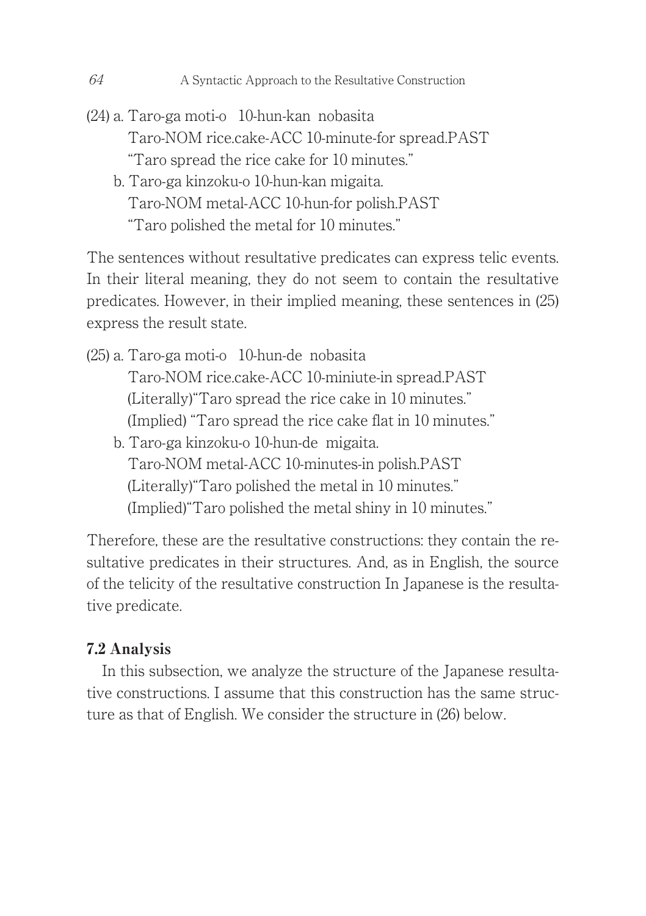(24) a. Taro-ga moti-o 10-hun-kan nobasita
    Taro-NOM rice.cake-ACC 10-minute-for spread.PAST
    "Taro spread the rice cake for 10 minutes."

  b. Taro-ga kinzoku-o 10-hun-kan migaita.
    Taro-NOM metal-ACC 10-hun-for polish.PAST
    "Taro polished the metal for 10 minutes."

The sentences without resultative predicates can express telic events. In their literal meaning, they do not seem to contain the resultative predicates. However, in their implied meaning, these sentences in (25) express the result state.

(25) a. Taro-ga moti-o 10-hun-de nobasita
    Taro-NOM rice.cake-ACC 10-miniute-in spread.PAST
    (Literally)"Taro spread the rice cake in 10 minutes."
    (Implied) "Taro spread the rice cake flat in 10 minutes."

  b. Taro-ga kinzoku-o 10-hun-de migaita.
    Taro-NOM metal-ACC 10-minutes-in polish.PAST
    (Literally)"Taro polished the metal in 10 minutes."
    (Implied)"Taro polished the metal shiny in 10 minutes."

Therefore, these are the resultative constructions: they contain the resultative predicates in their structures. And, as in English, the source of the telicity of the resultative construction In Japanese is the resultative predicate.

### 7.2 Analysis

In this subsection, we analyze the structure of the Japanese resultative constructions. I assume that this construction has the same structure as that of English. We consider the structure in (26) below.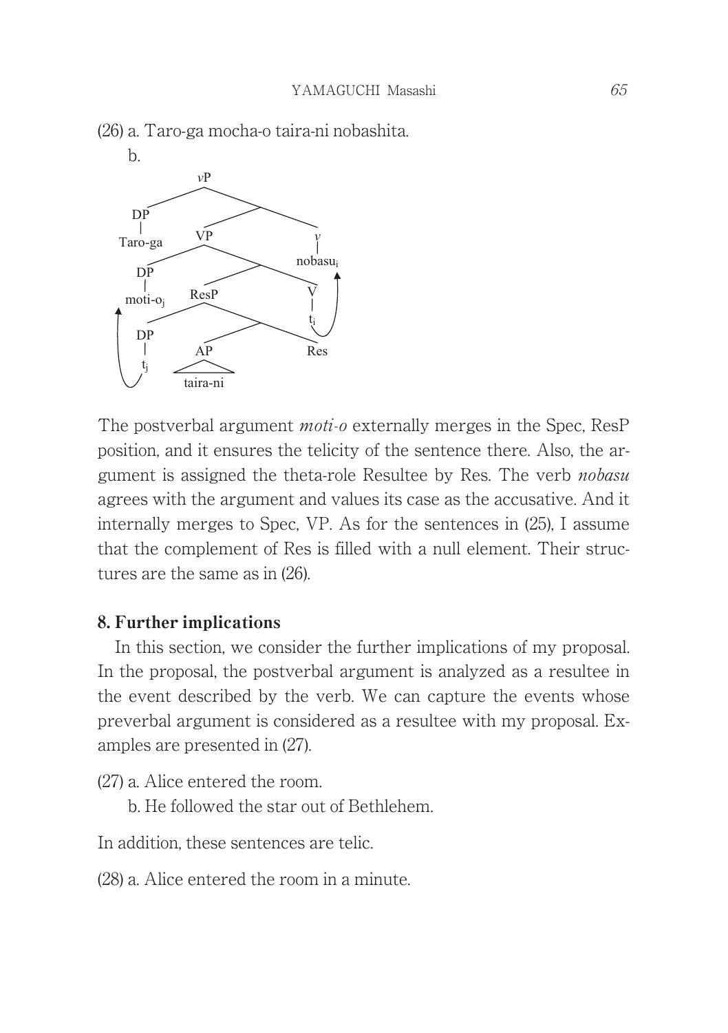(26) a. Taro-ga mocha-o taira-ni nobashita.

b.

```
                vP
              /    \
            DP      \
            |      /  \
        Taro-ga  VP     v
               /   \    |
             DP     \  nobasu_i
             |     /  \    ^
         moti-o_j ResP  V  |
            ^    /  \   |  |
            |  DP    \  t_i
            |   |   /  \
            |  t_j AP   Res
                    |
                 taira-ni
```

The postverbal argument *moti-o* externally merges in the Spec, ResP position, and it ensures the telicity of the sentence there. Also, the argument is assigned the theta-role Resultee by Res. The verb *nobasu* agrees with the argument and values its case as the accusative. And it internally merges to Spec, VP. As for the sentences in (25), I assume that the complement of Res is filled with a null element. Their structures are the same as in (26).

## 8. Further implications

In this section, we consider the further implications of my proposal. In the proposal, the postverbal argument is analyzed as a resultee in the event described by the verb. We can capture the events whose preverbal argument is considered as a resultee with my proposal. Examples are presented in (27).

(27) a. Alice entered the room.

b. He followed the star out of Bethlehem.

In addition, these sentences are telic.

(28) a. Alice entered the room in a minute.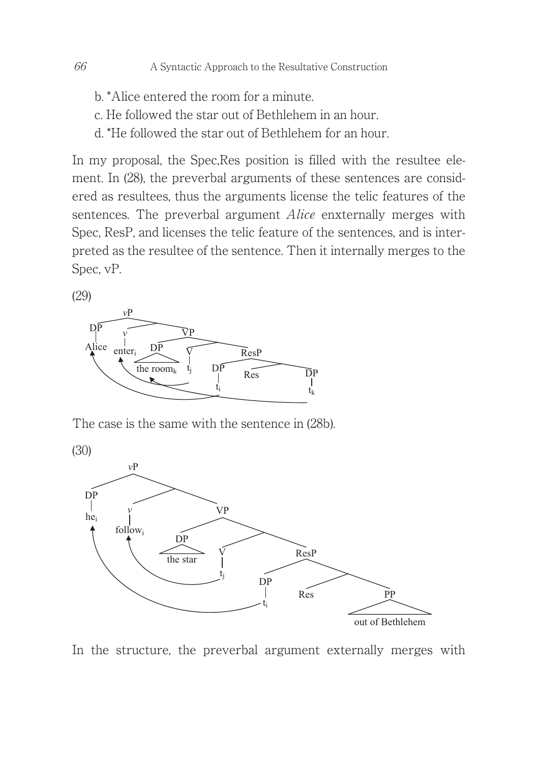b. *Alice entered the room for a minute.

c. He followed the star out of Bethlehem in an hour.

d. *He followed the star out of Bethlehem for an hour.

In my proposal, the Spec,Res position is filled with the resultee element. In (28), the preverbal arguments of these sentences are considered as resultees, thus the arguments license the telic features of the sentences. The preverbal argument *Alice* enxternally merges with Spec, ResP, and licenses the telic feature of the sentences, and is interpreted as the resultee of the sentence. Then it internally merges to the Spec, vP.

(29)

```
[vP [DP Alice] [v enter_i] [VP [DP the room_k] [V t_j] [ResP [DP t_i] [Res] [DP t_k]]]]
```

The case is the same with the sentence in (28b).

(30)

```
[vP [DP he_i] [v follow_i] [VP [DP the star] [V t_j] [ResP [DP t_i] [Res] [PP out of Bethlehem]]]]
```

In the structure, the preverbal argument externally merges with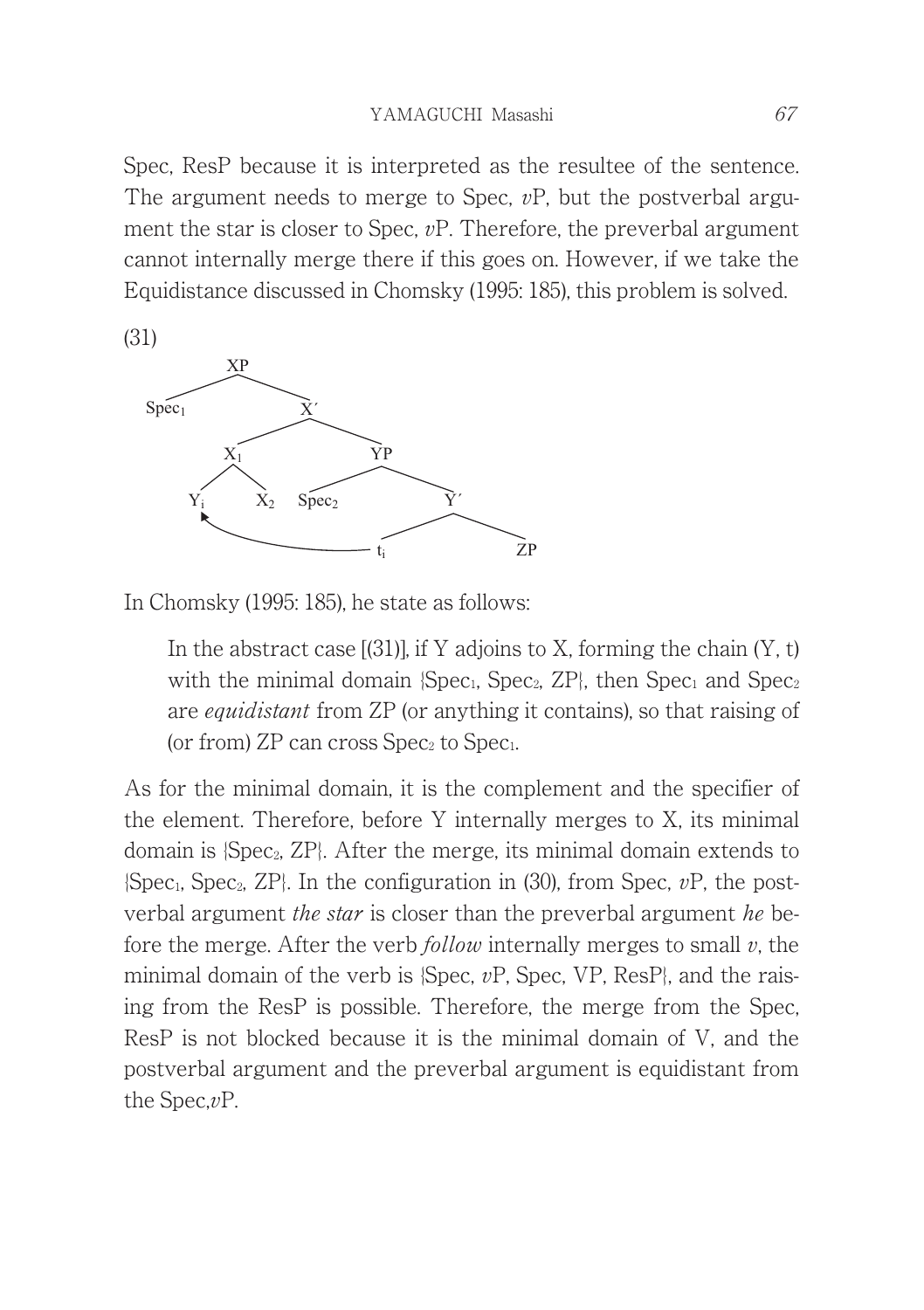Spec, ResP because it is interpreted as the resultee of the sentence. The argument needs to merge to Spec, *v*P, but the postverbal argument the star is closer to Spec, *v*P. Therefore, the preverbal argument cannot internally merge there if this goes on. However, if we take the Equidistance discussed in Chomsky (1995: 185), this problem is solved.

(31)

```
                XP
              /    \
         Spec1      X'
                  /    \
                X1      YP
               /  \    /   \
             Yi   X2 Spec2   Y'
             ^              /   \
             |_____________ti    ZP
```

In Chomsky (1995: 185), he state as follows:

> In the abstract case [(31)], if Y adjoins to X, forming the chain (Y, t) with the minimal domain {$Spec_1$, $Spec_2$, ZP}, then $Spec_1$ and $Spec_2$ are *equidistant* from ZP (or anything it contains), so that raising of (or from) ZP can cross $Spec_2$ to $Spec_1$.

As for the minimal domain, it is the complement and the specifier of the element. Therefore, before Y internally merges to X, its minimal domain is {$Spec_2$, ZP}. After the merge, its minimal domain extends to {$Spec_1$, $Spec_2$, ZP}. In the configuration in (30), from Spec, *v*P, the postverbal argument *the star* is closer than the preverbal argument *he* before the merge. After the verb *follow* internally merges to small *v*, the minimal domain of the verb is {Spec, *v*P, Spec, VP, ResP}, and the raising from the ResP is possible. Therefore, the merge from the Spec, ResP is not blocked because it is the minimal domain of V, and the postverbal argument and the preverbal argument is equidistant from the Spec,*v*P.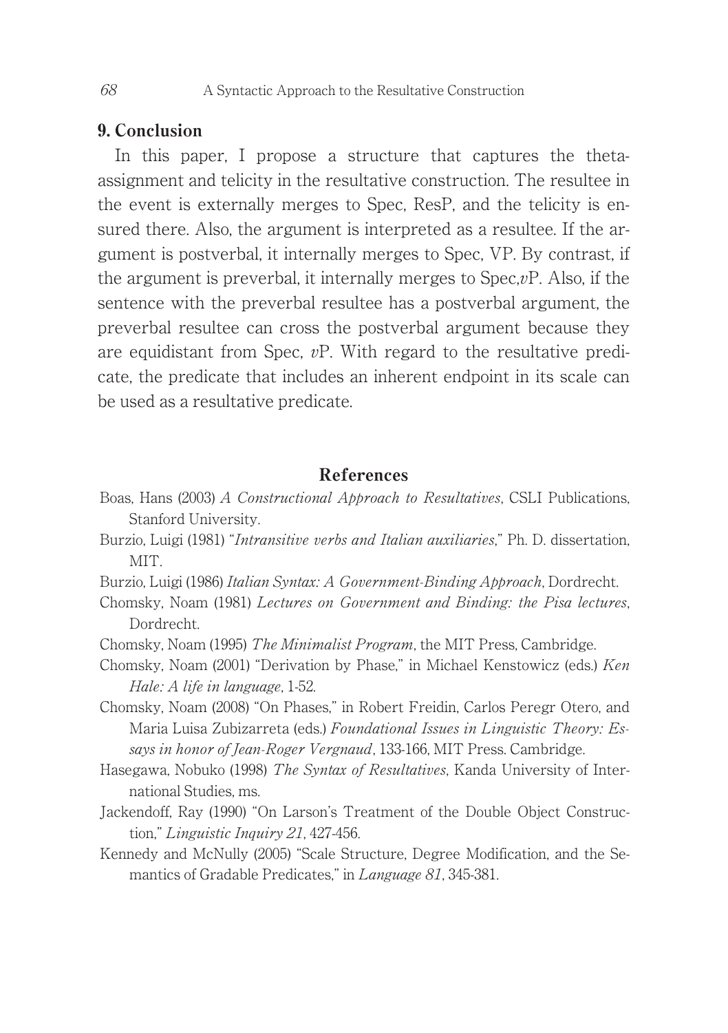## 9. Conclusion

In this paper, I propose a structure that captures the theta-assignment and telicity in the resultative construction. The resultee in the event is externally merges to Spec, ResP, and the telicity is ensured there. Also, the argument is interpreted as a resultee. If the argument is postverbal, it internally merges to Spec, VP. By contrast, if the argument is preverbal, it internally merges to Spec,*v*P. Also, if the sentence with the preverbal resultee has a postverbal argument, the preverbal resultee can cross the postverbal argument because they are equidistant from Spec, *v*P. With regard to the resultative predicate, the predicate that includes an inherent endpoint in its scale can be used as a resultative predicate.

## References

Boas, Hans (2003) *A Constructional Approach to Resultatives*, CSLI Publications, Stanford University.

Burzio, Luigi (1981) "*Intransitive verbs and Italian auxiliaries*," Ph. D. dissertation, MIT.

Burzio, Luigi (1986) *Italian Syntax: A Government-Binding Approach*, Dordrecht.

Chomsky, Noam (1981) *Lectures on Government and Binding: the Pisa lectures*, Dordrecht.

Chomsky, Noam (1995) *The Minimalist Program*, the MIT Press, Cambridge.

Chomsky, Noam (2001) "Derivation by Phase," in Michael Kenstowicz (eds.) *Ken Hale: A life in language*, 1-52.

Chomsky, Noam (2008) "On Phases," in Robert Freidin, Carlos Peregr Otero, and Maria Luisa Zubizarreta (eds.) *Foundational Issues in Linguistic Theory: Essays in honor of Jean-Roger Vergnaud*, 133-166, MIT Press. Cambridge.

Hasegawa, Nobuko (1998) *The Syntax of Resultatives*, Kanda University of International Studies, ms.

Jackendoff, Ray (1990) "On Larson's Treatment of the Double Object Construction," *Linguistic Inquiry 21*, 427-456.

Kennedy and McNully (2005) "Scale Structure, Degree Modification, and the Semantics of Gradable Predicates," in *Language 81*, 345-381.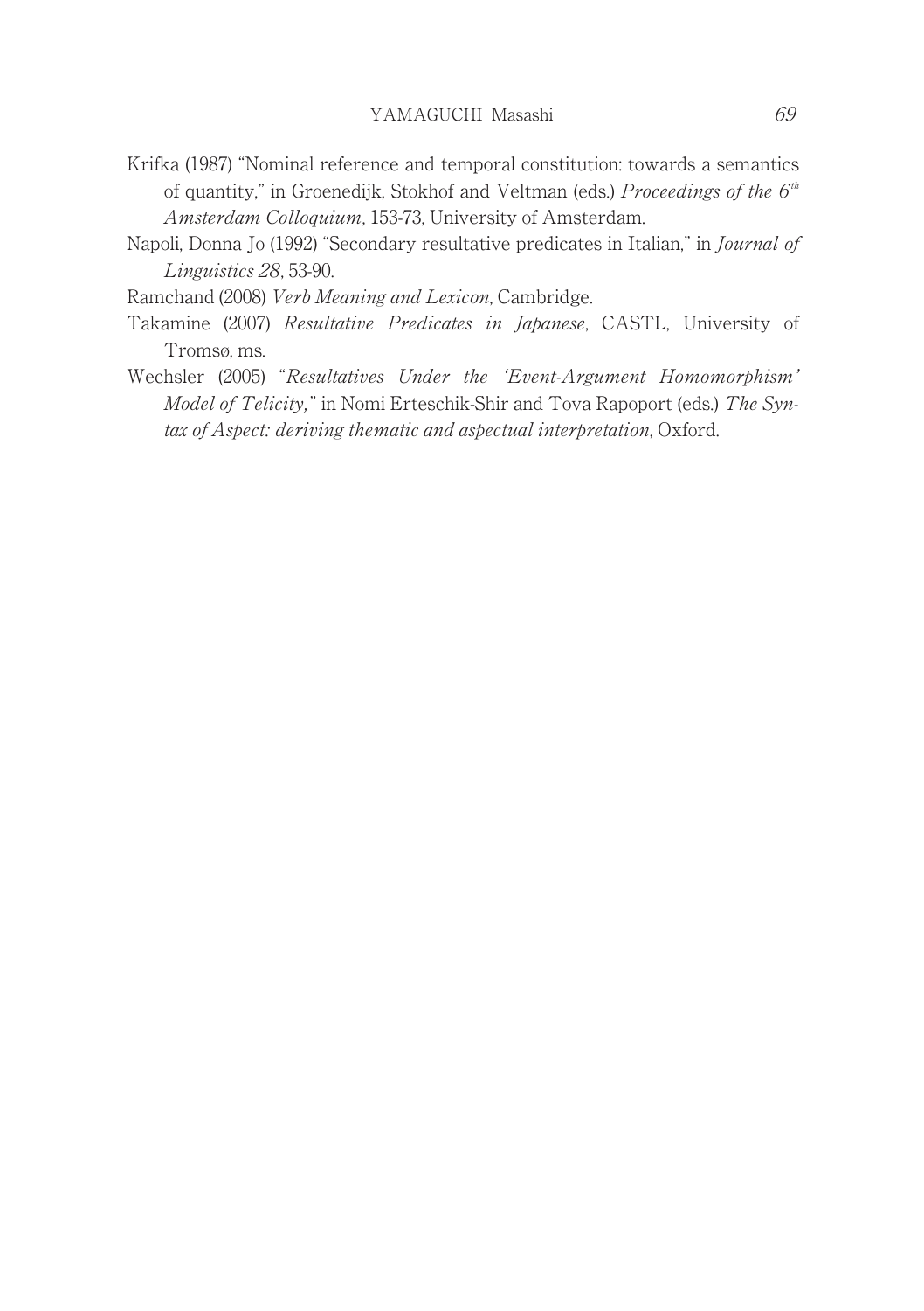Krifka (1987) "Nominal reference and temporal constitution: towards a semantics of quantity," in Groenedijk, Stokhof and Veltman (eds.) *Proceedings of the 6th Amsterdam Colloquium*, 153-73, University of Amsterdam.

Napoli, Donna Jo (1992) "Secondary resultative predicates in Italian," in *Journal of Linguistics 28*, 53-90.

Ramchand (2008) *Verb Meaning and Lexicon*, Cambridge.

Takamine (2007) *Resultative Predicates in Japanese*, CASTL, University of Tromsø, ms.

Wechsler (2005) "*Resultatives Under the 'Event-Argument Homomorphism' Model of Telicity,*" in Nomi Erteschik-Shir and Tova Rapoport (eds.) *The Syntax of Aspect: deriving thematic and aspectual interpretation*, Oxford.